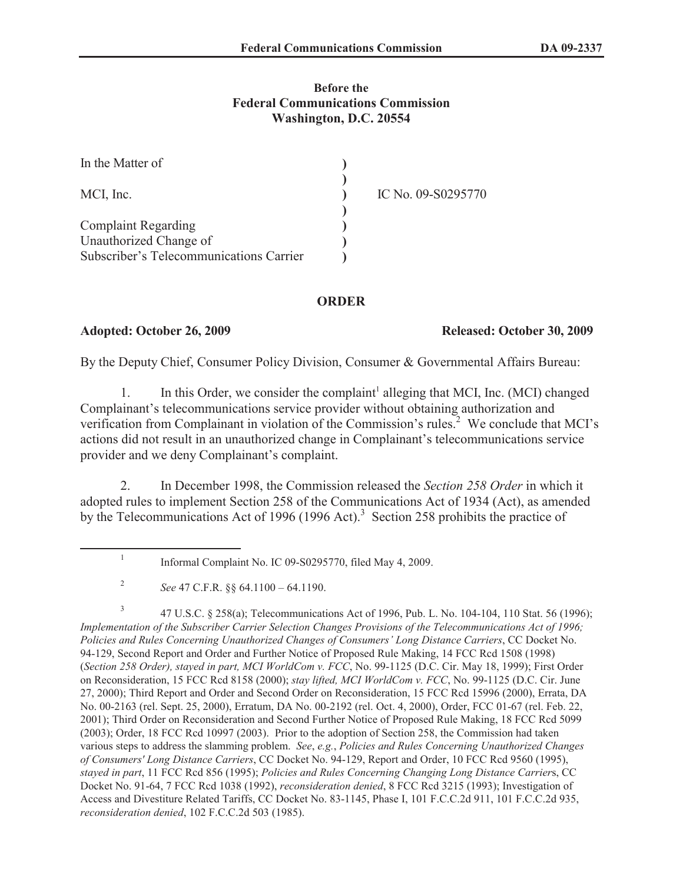**Before the**
**Federal Communications Commission**
**Washington, D.C. 20554**

| | | |
|---|---|---|
| In the Matter of | ) | |
| | ) | |
| MCI, Inc. | ) | IC No. 09-S0295770 |
| | ) | |
| Complaint Regarding | ) | |
| Unauthorized Change of | ) | |
| Subscriber's Telecommunications Carrier | ) | |

# ORDER

**Adopted: October 26, 2009** **Released: October 30, 2009**

By the Deputy Chief, Consumer Policy Division, Consumer & Governmental Affairs Bureau:

1. In this Order, we consider the complaint[1] alleging that MCI, Inc. (MCI) changed Complainant's telecommunications service provider without obtaining authorization and verification from Complainant in violation of the Commission's rules.[2] We conclude that MCI's actions did not result in an unauthorized change in Complainant's telecommunications service provider and we deny Complainant's complaint.

2. In December 1998, the Commission released the *Section 258 Order* in which it adopted rules to implement Section 258 of the Communications Act of 1934 (Act), as amended by the Telecommunications Act of 1996 (1996 Act).[3] Section 258 prohibits the practice of

---

[1] Informal Complaint No. IC 09-S0295770, filed May 4, 2009.

[2] *See* 47 C.F.R. §§ 64.1100 – 64.1190.

[3] 47 U.S.C. § 258(a); Telecommunications Act of 1996, Pub. L. No. 104-104, 110 Stat. 56 (1996); *Implementation of the Subscriber Carrier Selection Changes Provisions of the Telecommunications Act of 1996; Policies and Rules Concerning Unauthorized Changes of Consumers' Long Distance Carriers*, CC Docket No. 94-129, Second Report and Order and Further Notice of Proposed Rule Making, 14 FCC Rcd 1508 (1998) (*Section 258 Order), stayed in part, MCI WorldCom v. FCC*, No. 99-1125 (D.C. Cir. May 18, 1999); First Order on Reconsideration, 15 FCC Rcd 8158 (2000); *stay lifted, MCI WorldCom v. FCC*, No. 99-1125 (D.C. Cir. June 27, 2000); Third Report and Order and Second Order on Reconsideration, 15 FCC Rcd 15996 (2000), Errata, DA No. 00-2163 (rel. Sept. 25, 2000), Erratum, DA No. 00-2192 (rel. Oct. 4, 2000), Order, FCC 01-67 (rel. Feb. 22, 2001); Third Order on Reconsideration and Second Further Notice of Proposed Rule Making, 18 FCC Rcd 5099 (2003); Order, 18 FCC Rcd 10997 (2003). Prior to the adoption of Section 258, the Commission had taken various steps to address the slamming problem. *See*, *e.g.*, *Policies and Rules Concerning Unauthorized Changes of Consumers' Long Distance Carriers*, CC Docket No. 94-129, Report and Order, 10 FCC Rcd 9560 (1995), *stayed in part*, 11 FCC Rcd 856 (1995); *Policies and Rules Concerning Changing Long Distance Carrier*s, CC Docket No. 91-64, 7 FCC Rcd 1038 (1992), *reconsideration denied*, 8 FCC Rcd 3215 (1993); Investigation of Access and Divestiture Related Tariffs, CC Docket No. 83-1145, Phase I, 101 F.C.C.2d 911, 101 F.C.C.2d 935, *reconsideration denied*, 102 F.C.C.2d 503 (1985).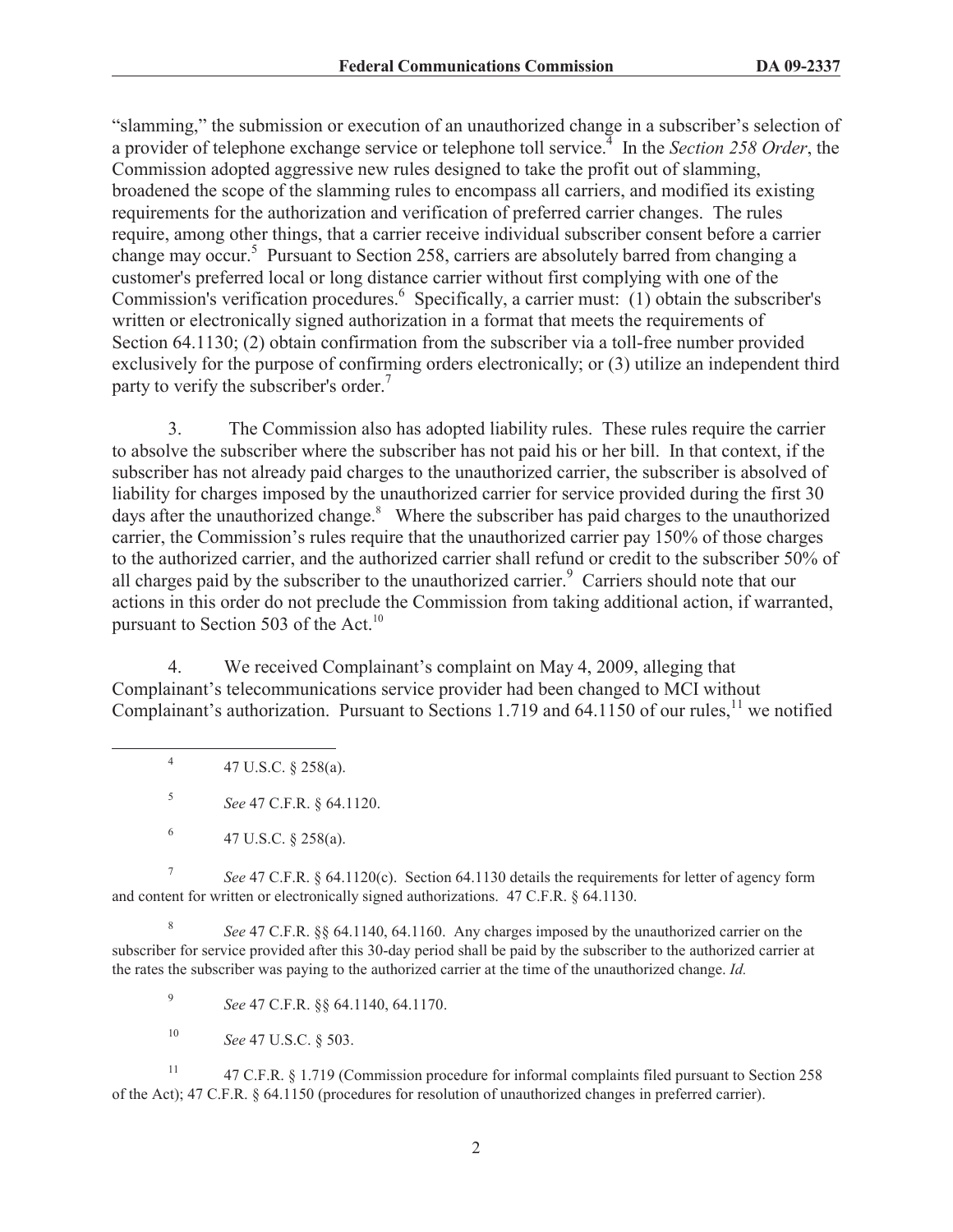"slamming," the submission or execution of an unauthorized change in a subscriber's selection of a provider of telephone exchange service or telephone toll service.[4] In the *Section 258 Order*, the Commission adopted aggressive new rules designed to take the profit out of slamming, broadened the scope of the slamming rules to encompass all carriers, and modified its existing requirements for the authorization and verification of preferred carrier changes. The rules require, among other things, that a carrier receive individual subscriber consent before a carrier change may occur.[5] Pursuant to Section 258, carriers are absolutely barred from changing a customer's preferred local or long distance carrier without first complying with one of the Commission's verification procedures.[6] Specifically, a carrier must: (1) obtain the subscriber's written or electronically signed authorization in a format that meets the requirements of Section 64.1130; (2) obtain confirmation from the subscriber via a toll-free number provided exclusively for the purpose of confirming orders electronically; or (3) utilize an independent third party to verify the subscriber's order.[7]

3. The Commission also has adopted liability rules. These rules require the carrier to absolve the subscriber where the subscriber has not paid his or her bill. In that context, if the subscriber has not already paid charges to the unauthorized carrier, the subscriber is absolved of liability for charges imposed by the unauthorized carrier for service provided during the first 30 days after the unauthorized change.[8] Where the subscriber has paid charges to the unauthorized carrier, the Commission's rules require that the unauthorized carrier pay 150% of those charges to the authorized carrier, and the authorized carrier shall refund or credit to the subscriber 50% of all charges paid by the subscriber to the unauthorized carrier.[9] Carriers should note that our actions in this order do not preclude the Commission from taking additional action, if warranted, pursuant to Section 503 of the Act.[10]

4. We received Complainant's complaint on May 4, 2009, alleging that Complainant's telecommunications service provider had been changed to MCI without Complainant's authorization. Pursuant to Sections 1.719 and 64.1150 of our rules,[11] we notified

---

[4] 47 U.S.C. § 258(a).

[5] *See* 47 C.F.R. § 64.1120.

[6] 47 U.S.C. § 258(a).

[7] *See* 47 C.F.R. § 64.1120(c). Section 64.1130 details the requirements for letter of agency form and content for written or electronically signed authorizations. 47 C.F.R. § 64.1130.

[8] *See* 47 C.F.R. §§ 64.1140, 64.1160. Any charges imposed by the unauthorized carrier on the subscriber for service provided after this 30-day period shall be paid by the subscriber to the authorized carrier at the rates the subscriber was paying to the authorized carrier at the time of the unauthorized change. *Id.*

[9] *See* 47 C.F.R. §§ 64.1140, 64.1170.

[10] *See* 47 U.S.C. § 503.

[11] 47 C.F.R. § 1.719 (Commission procedure for informal complaints filed pursuant to Section 258 of the Act); 47 C.F.R. § 64.1150 (procedures for resolution of unauthorized changes in preferred carrier).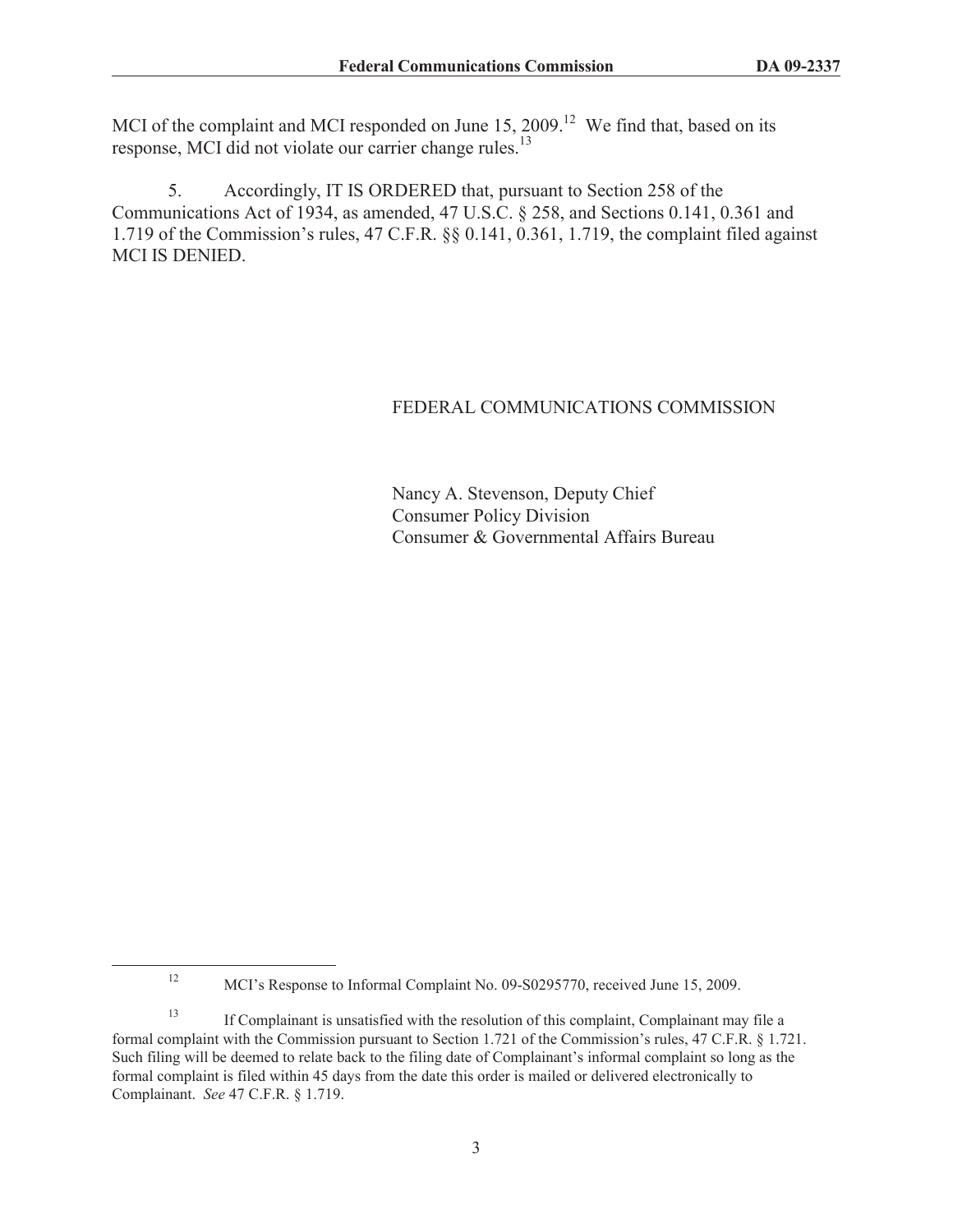MCI of the complaint and MCI responded on June 15, 2009.[12] We find that, based on its response, MCI did not violate our carrier change rules.[13]

5. Accordingly, IT IS ORDERED that, pursuant to Section 258 of the Communications Act of 1934, as amended, 47 U.S.C. § 258, and Sections 0.141, 0.361 and 1.719 of the Commission's rules, 47 C.F.R. §§ 0.141, 0.361, 1.719, the complaint filed against MCI IS DENIED.

FEDERAL COMMUNICATIONS COMMISSION

Nancy A. Stevenson, Deputy Chief
Consumer Policy Division
Consumer & Governmental Affairs Bureau

---

[12] MCI's Response to Informal Complaint No. 09-S0295770, received June 15, 2009.

[13] If Complainant is unsatisfied with the resolution of this complaint, Complainant may file a formal complaint with the Commission pursuant to Section 1.721 of the Commission's rules, 47 C.F.R. § 1.721. Such filing will be deemed to relate back to the filing date of Complainant's informal complaint so long as the formal complaint is filed within 45 days from the date this order is mailed or delivered electronically to Complainant. *See* 47 C.F.R. § 1.719.